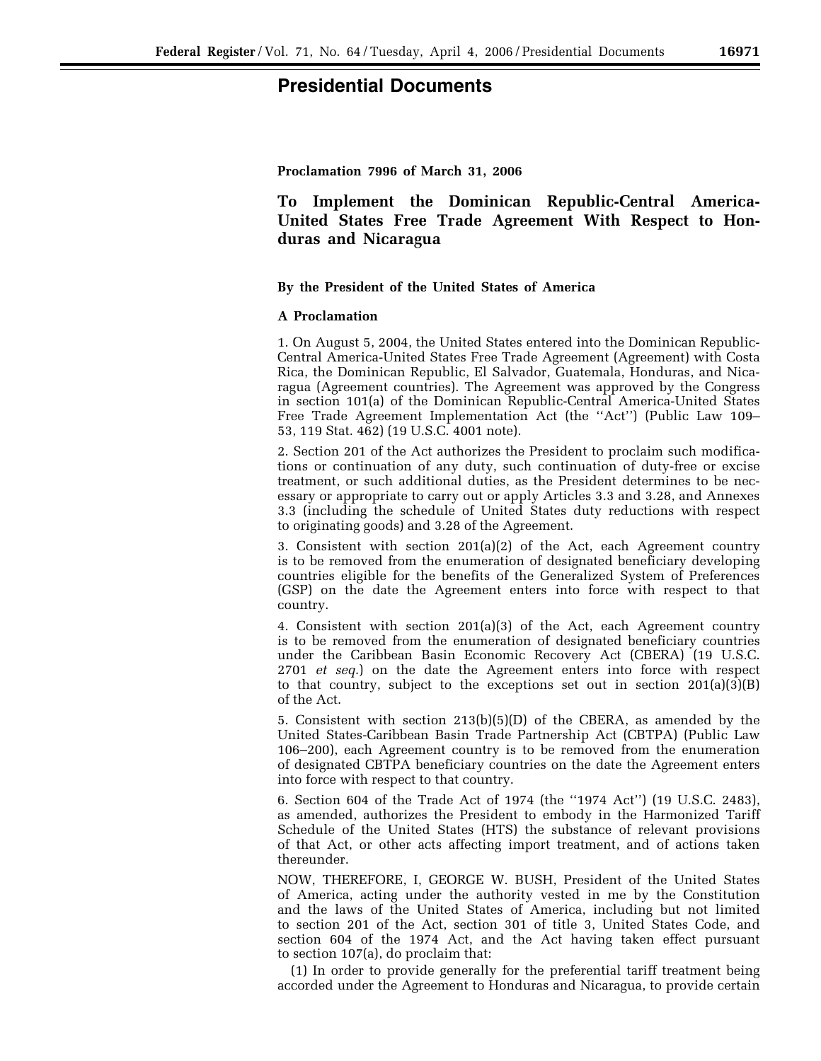# Presidential Documents

**Proclamation 7996 of March 31, 2006**

## To Implement the Dominican Republic-Central America-United States Free Trade Agreement With Respect to Honduras and Nicaragua

**By the President of the United States of America**

**A Proclamation**

1. On August 5, 2004, the United States entered into the Dominican Republic-Central America-United States Free Trade Agreement (Agreement) with Costa Rica, the Dominican Republic, El Salvador, Guatemala, Honduras, and Nicaragua (Agreement countries). The Agreement was approved by the Congress in section 101(a) of the Dominican Republic-Central America-United States Free Trade Agreement Implementation Act (the ''Act'') (Public Law 109–53, 119 Stat. 462) (19 U.S.C. 4001 note).

2. Section 201 of the Act authorizes the President to proclaim such modifications or continuation of any duty, such continuation of duty-free or excise treatment, or such additional duties, as the President determines to be necessary or appropriate to carry out or apply Articles 3.3 and 3.28, and Annexes 3.3 (including the schedule of United States duty reductions with respect to originating goods) and 3.28 of the Agreement.

3. Consistent with section 201(a)(2) of the Act, each Agreement country is to be removed from the enumeration of designated beneficiary developing countries eligible for the benefits of the Generalized System of Preferences (GSP) on the date the Agreement enters into force with respect to that country.

4. Consistent with section 201(a)(3) of the Act, each Agreement country is to be removed from the enumeration of designated beneficiary countries under the Caribbean Basin Economic Recovery Act (CBERA) (19 U.S.C. 2701 *et seq.*) on the date the Agreement enters into force with respect to that country, subject to the exceptions set out in section 201(a)(3)(B) of the Act.

5. Consistent with section 213(b)(5)(D) of the CBERA, as amended by the United States-Caribbean Basin Trade Partnership Act (CBTPA) (Public Law 106–200), each Agreement country is to be removed from the enumeration of designated CBTPA beneficiary countries on the date the Agreement enters into force with respect to that country.

6. Section 604 of the Trade Act of 1974 (the ''1974 Act'') (19 U.S.C. 2483), as amended, authorizes the President to embody in the Harmonized Tariff Schedule of the United States (HTS) the substance of relevant provisions of that Act, or other acts affecting import treatment, and of actions taken thereunder.

NOW, THEREFORE, I, GEORGE W. BUSH, President of the United States of America, acting under the authority vested in me by the Constitution and the laws of the United States of America, including but not limited to section 201 of the Act, section 301 of title 3, United States Code, and section 604 of the 1974 Act, and the Act having taken effect pursuant to section 107(a), do proclaim that:

(1) In order to provide generally for the preferential tariff treatment being accorded under the Agreement to Honduras and Nicaragua, to provide certain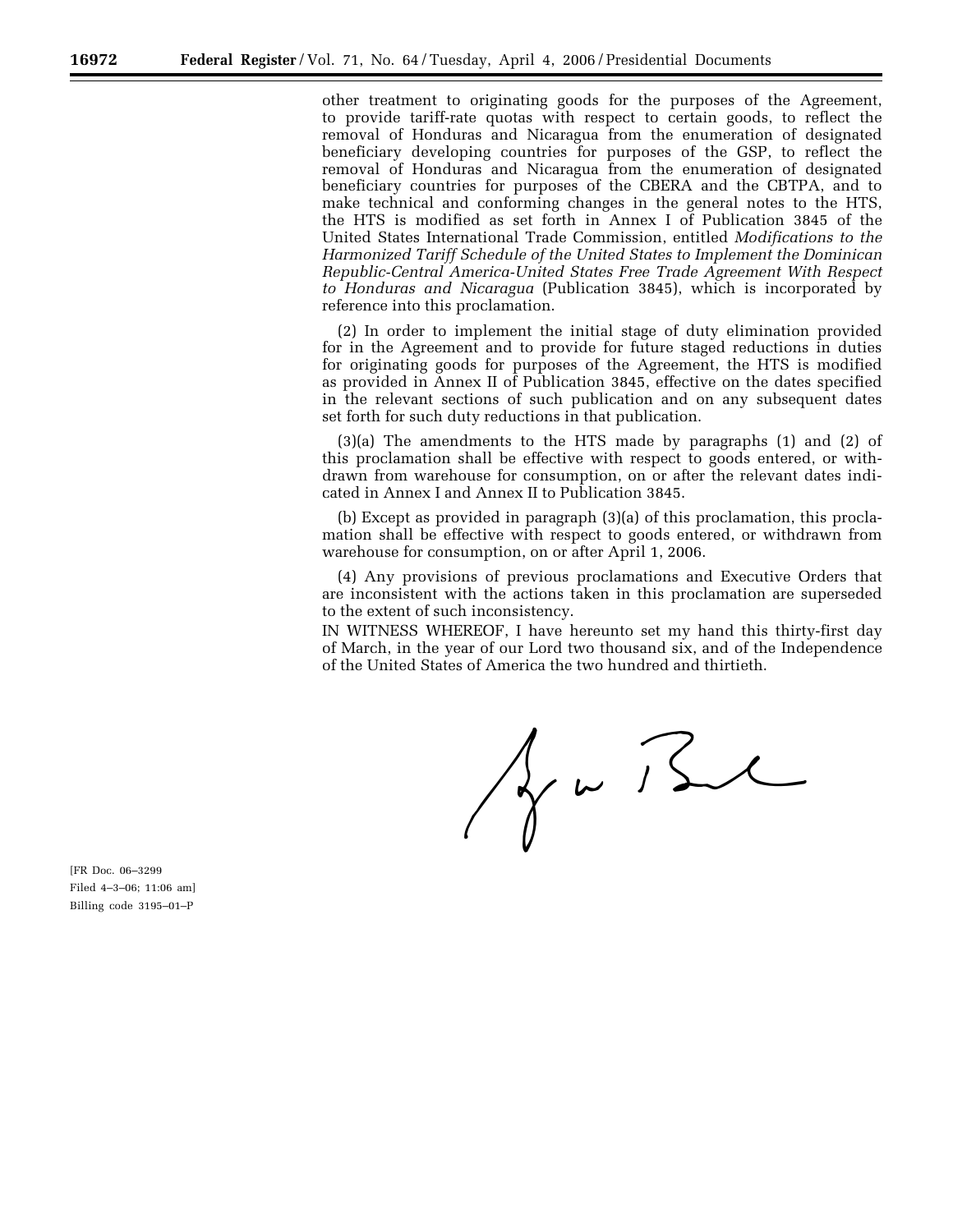other treatment to originating goods for the purposes of the Agreement, to provide tariff-rate quotas with respect to certain goods, to reflect the removal of Honduras and Nicaragua from the enumeration of designated beneficiary developing countries for purposes of the GSP, to reflect the removal of Honduras and Nicaragua from the enumeration of designated beneficiary countries for purposes of the CBERA and the CBTPA, and to make technical and conforming changes in the general notes to the HTS, the HTS is modified as set forth in Annex I of Publication 3845 of the United States International Trade Commission, entitled *Modifications to the Harmonized Tariff Schedule of the United States to Implement the Dominican Republic-Central America-United States Free Trade Agreement With Respect to Honduras and Nicaragua* (Publication 3845), which is incorporated by reference into this proclamation.

(2) In order to implement the initial stage of duty elimination provided for in the Agreement and to provide for future staged reductions in duties for originating goods for purposes of the Agreement, the HTS is modified as provided in Annex II of Publication 3845, effective on the dates specified in the relevant sections of such publication and on any subsequent dates set forth for such duty reductions in that publication.

(3)(a) The amendments to the HTS made by paragraphs (1) and (2) of this proclamation shall be effective with respect to goods entered, or withdrawn from warehouse for consumption, on or after the relevant dates indicated in Annex I and Annex II to Publication 3845.

(b) Except as provided in paragraph (3)(a) of this proclamation, this proclamation shall be effective with respect to goods entered, or withdrawn from warehouse for consumption, on or after April 1, 2006.

(4) Any provisions of previous proclamations and Executive Orders that are inconsistent with the actions taken in this proclamation are superseded to the extent of such inconsistency.

IN WITNESS WHEREOF, I have hereunto set my hand this thirty-first day of March, in the year of our Lord two thousand six, and of the Independence of the United States of America the two hundred and thirtieth.

[FR Doc. 06–3299
Filed 4–3–06; 11:06 am]
Billing code 3195–01–P